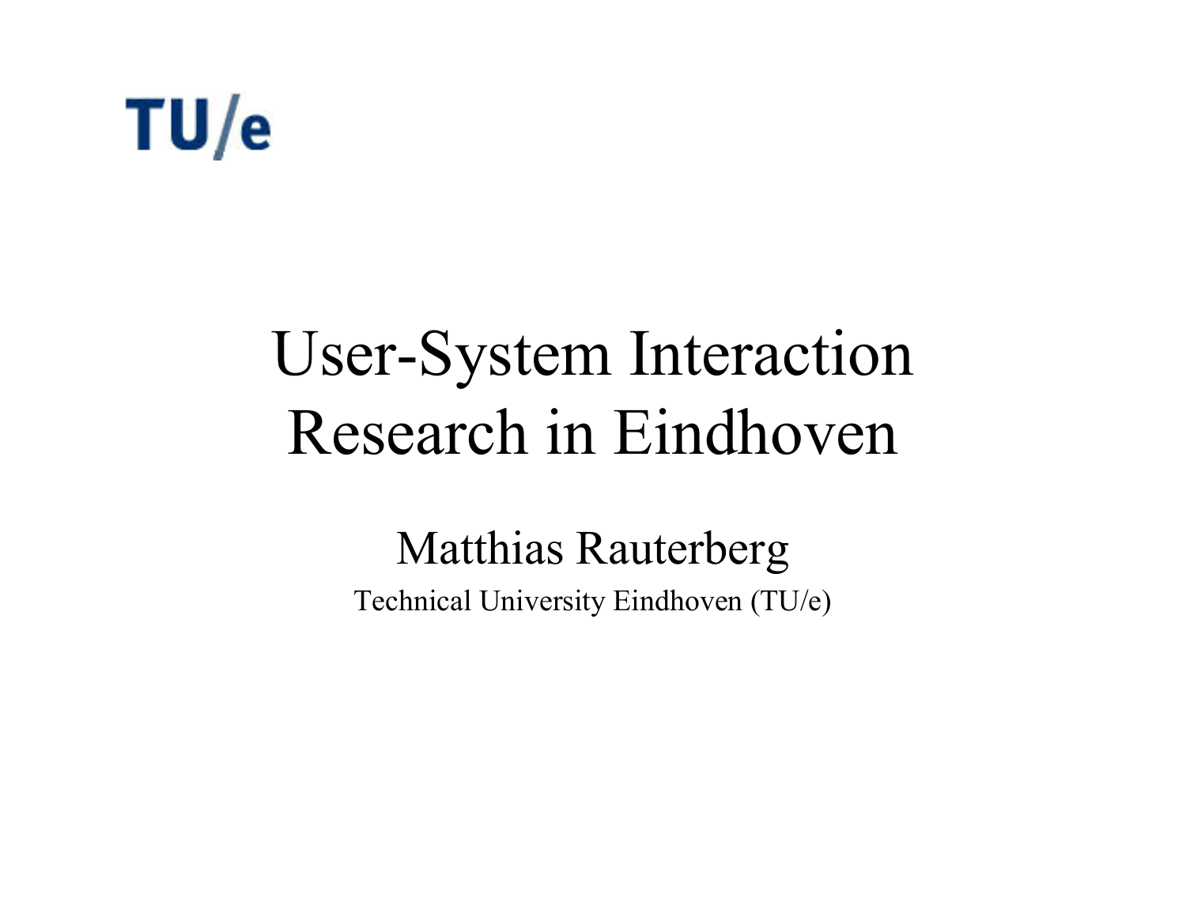TU/e

# User-System Interaction Research in Eindhoven

Matthias Rauterberg

Technical University Eindhoven (TU/e)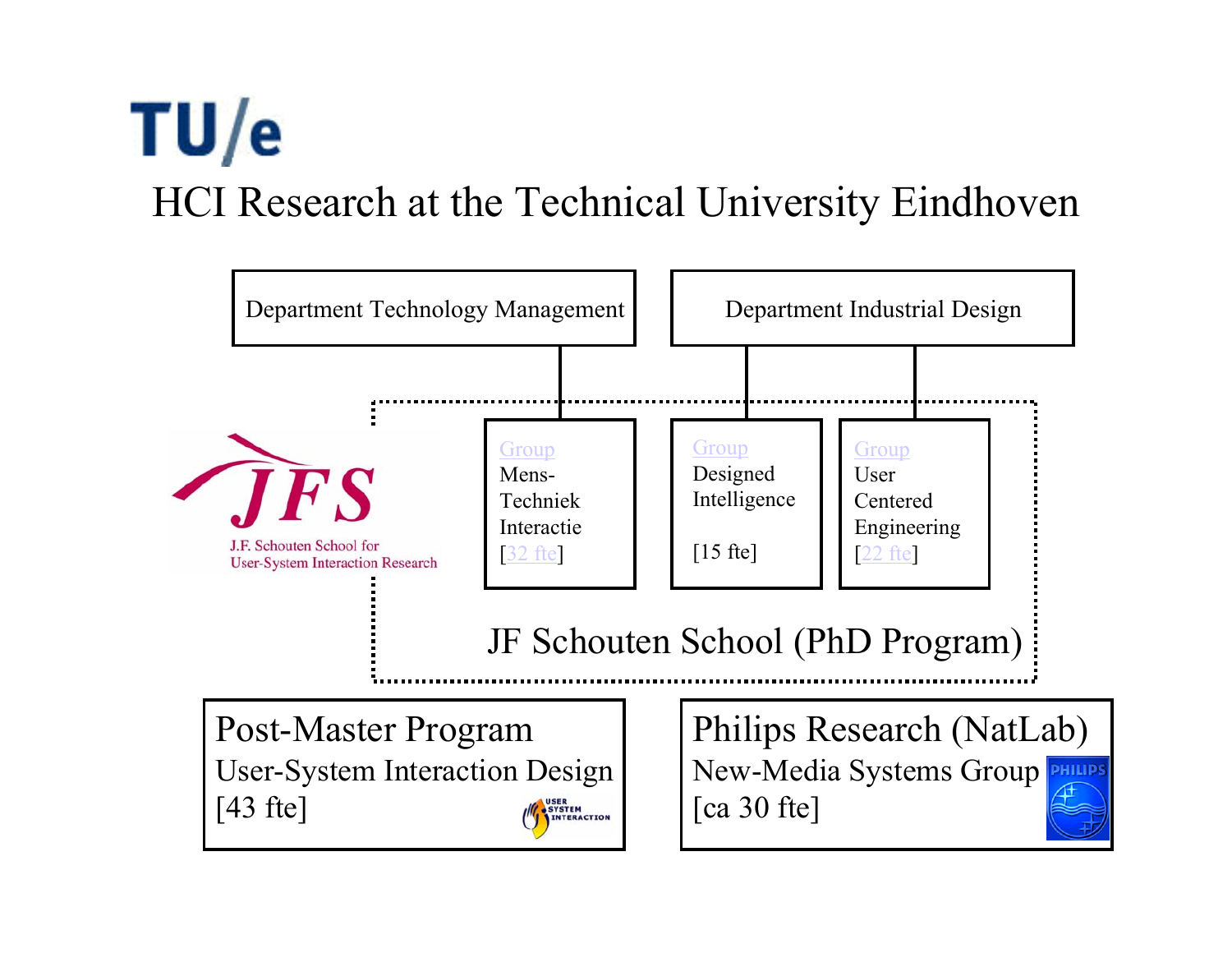TU/e

# HCI Research at the Technical University Eindhoven

Department Technology Management

Department Industrial Design

J.F. Schouten School for User-System Interaction Research

Group Mens-Techniek Interactie [32 fte]

Group Designed Intelligence [15 fte]

Group User Centered Engineering [22 fte]

JF Schouten School (PhD Program)

**Post-Master Program**
User-System Interaction Design
[43 fte]

**Philips Research (NatLab)**
New-Media Systems Group
[ca 30 fte]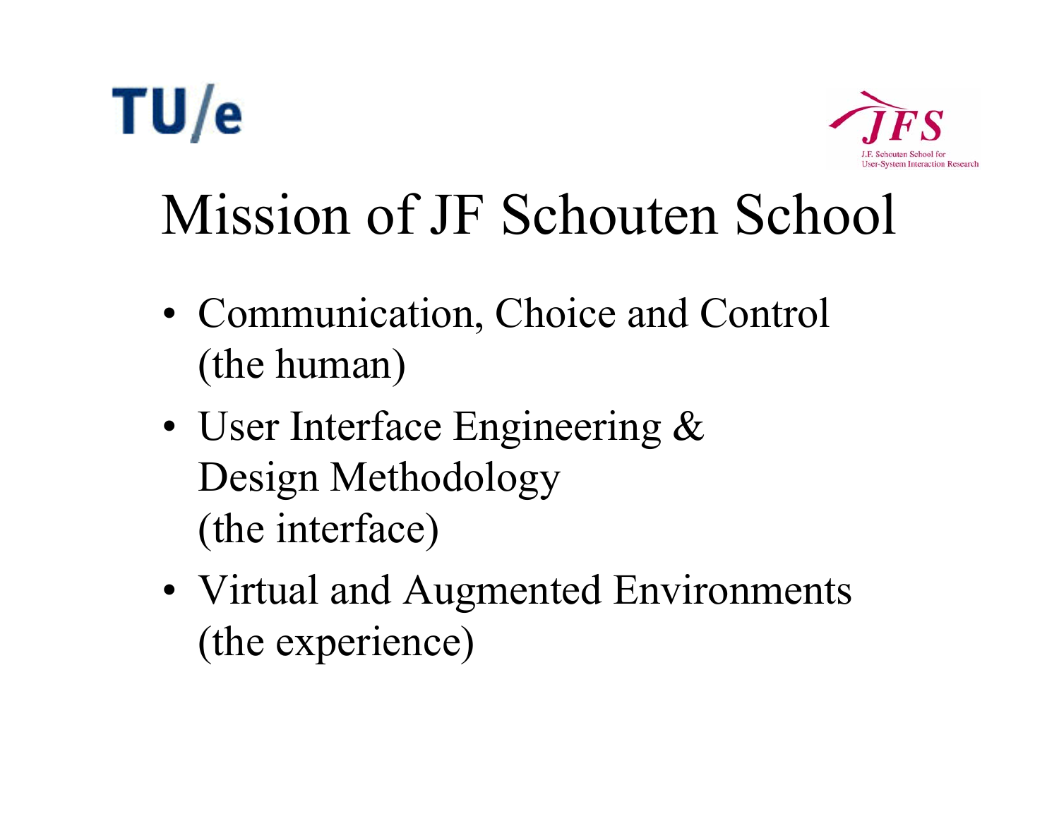# Mission of JF Schouten School

- Communication, Choice and Control (the human)
- User Interface Engineering & Design Methodology (the interface)
- Virtual and Augmented Environments (the experience)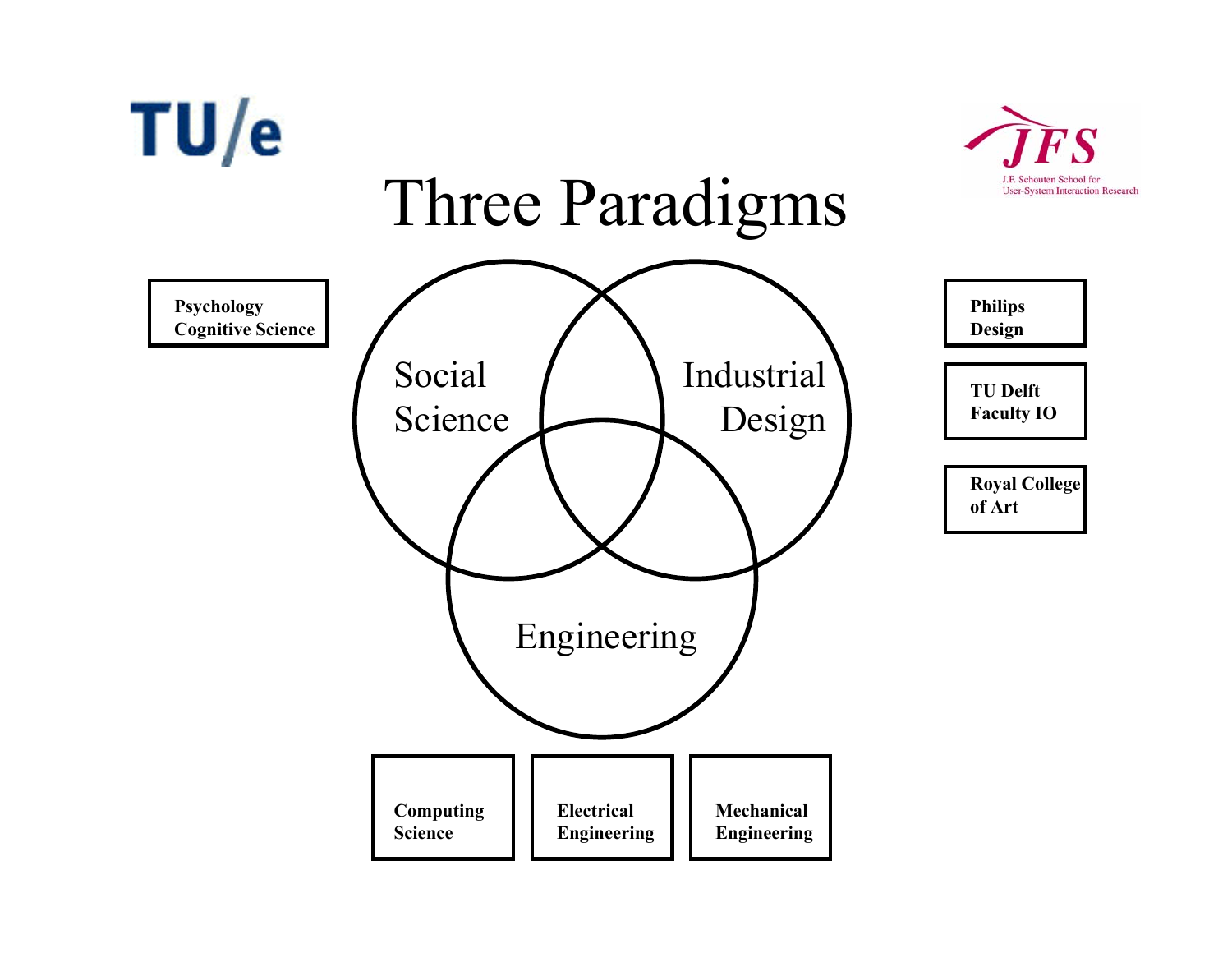# Three Paradigms

Social Science

Industrial Design

Engineering

Psychology
Cognitive Science

Philips
Design

TU Delft
Faculty IO

Royal College
of Art

Computing
Science

Electrical
Engineering

Mechanical
Engineering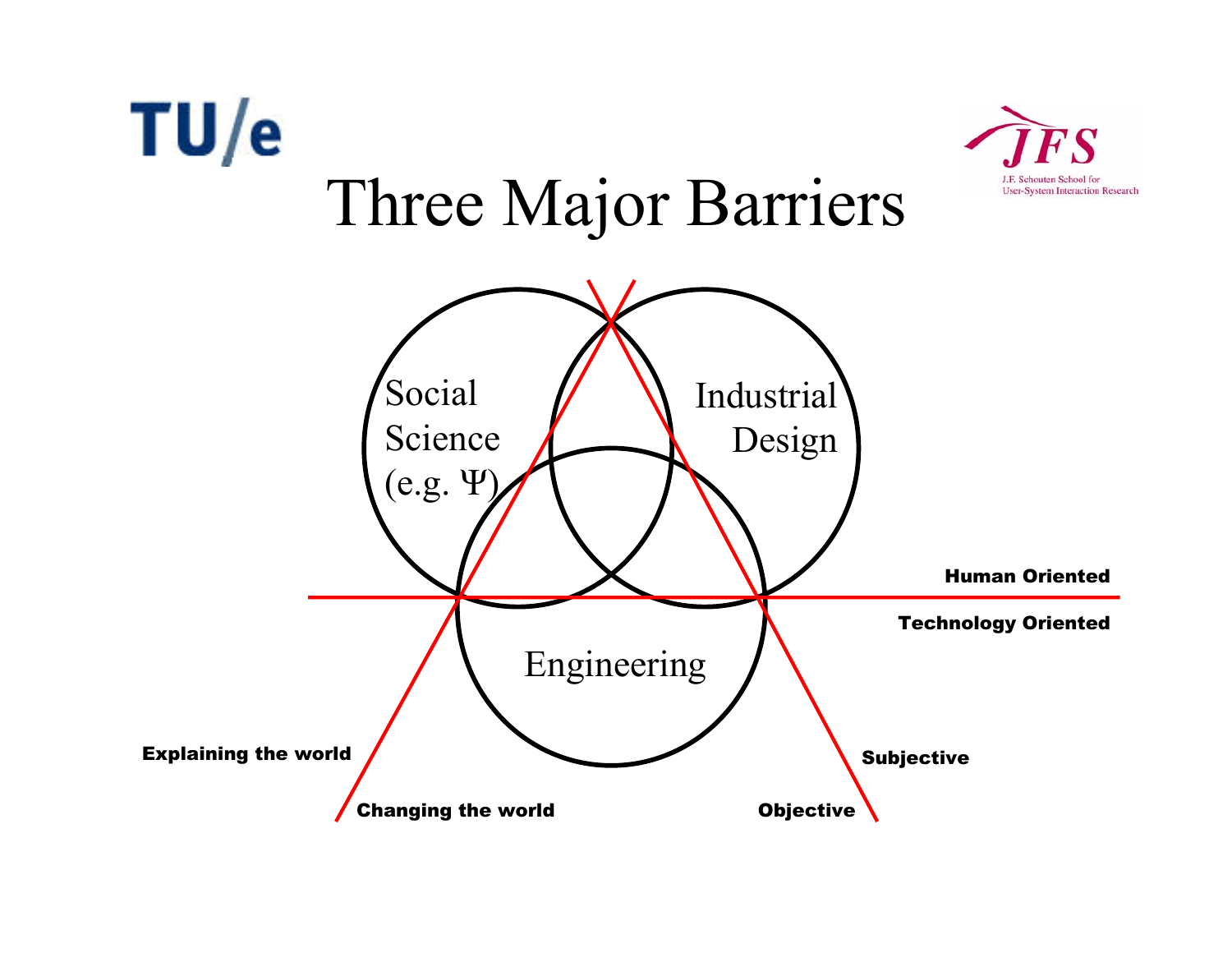# Three Major Barriers

Social Science (e.g. Ψ)

Industrial Design

Engineering

**Human Oriented**

**Technology Oriented**

**Explaining the world**

**Changing the world**

**Subjective**

**Objective**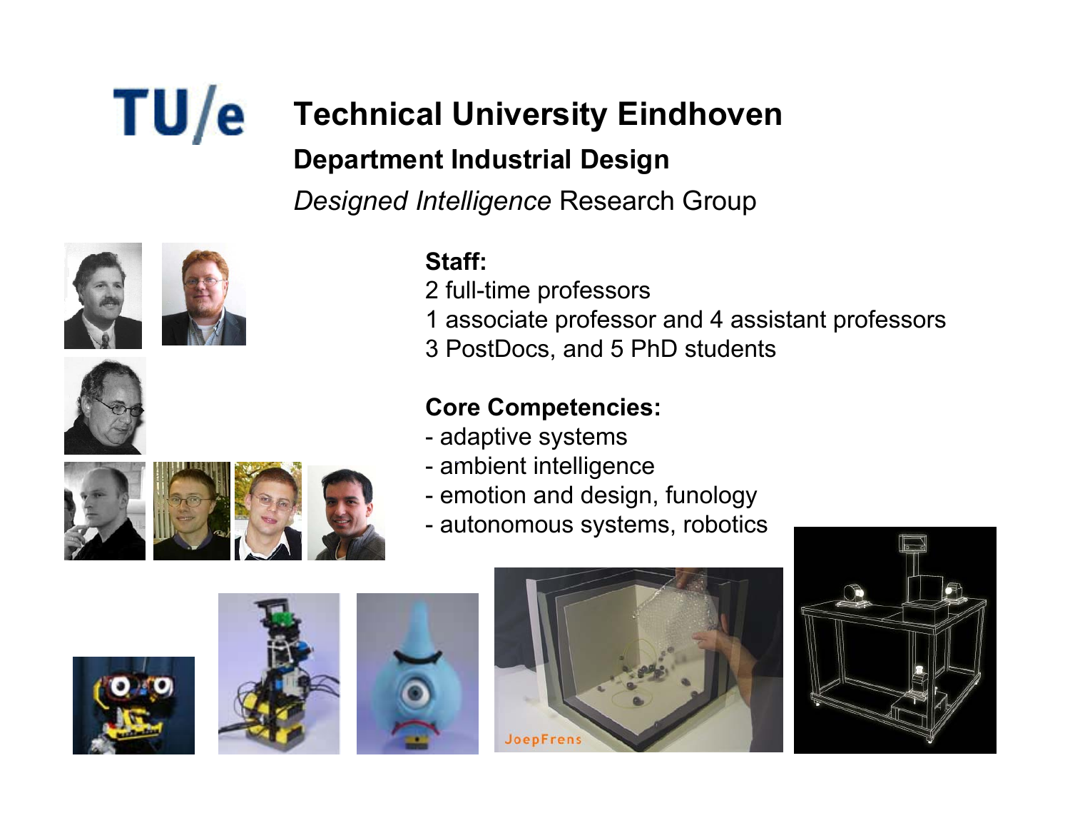# TU/e Technical University Eindhoven

## Department Industrial Design

*Designed Intelligence* Research Group

**Staff:**

2 full-time professors
1 associate professor and 4 assistant professors
3 PostDocs, and 5 PhD students

**Core Competencies:**

- adaptive systems
- ambient intelligence
- emotion and design, funology
- autonomous systems, robotics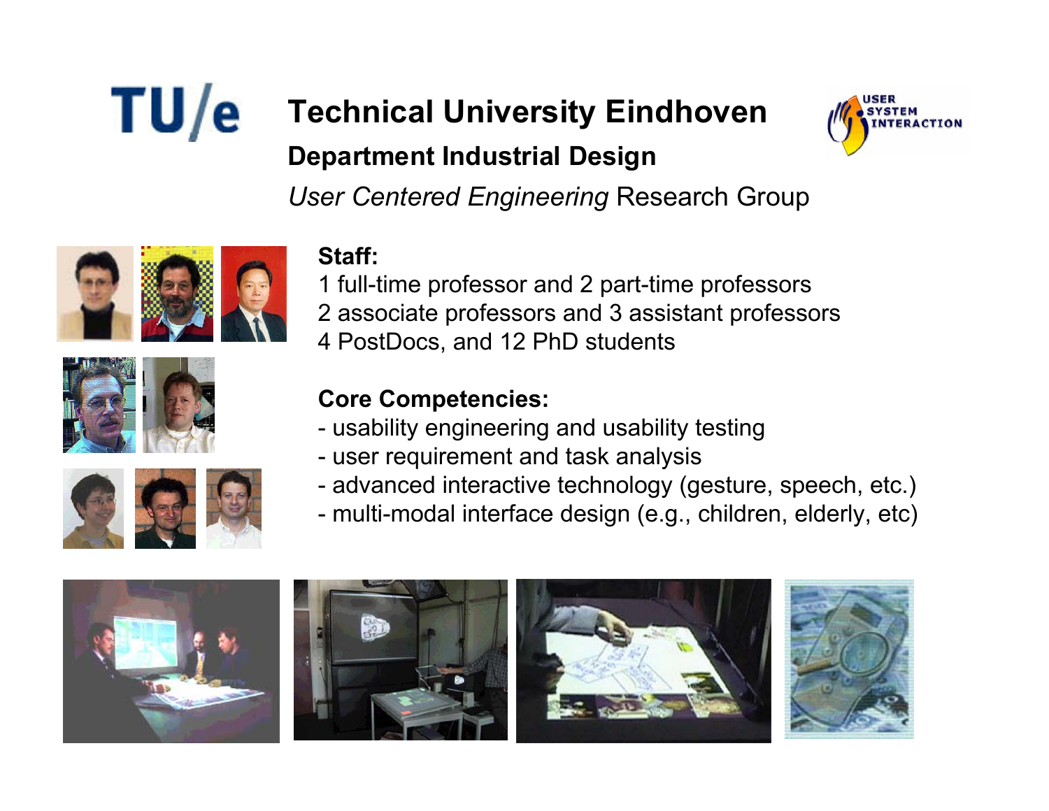TU/e

# Technical University Eindhoven

## Department Industrial Design

*User Centered Engineering* Research Group

USER SYSTEM INTERACTION

**Staff:**

1 full-time professor and 2 part-time professors
2 associate professors and 3 assistant professors
4 PostDocs, and 12 PhD students

**Core Competencies:**

- usability engineering and usability testing
- user requirement and task analysis
- advanced interactive technology (gesture, speech, etc.)
- multi-modal interface design (e.g., children, elderly, etc)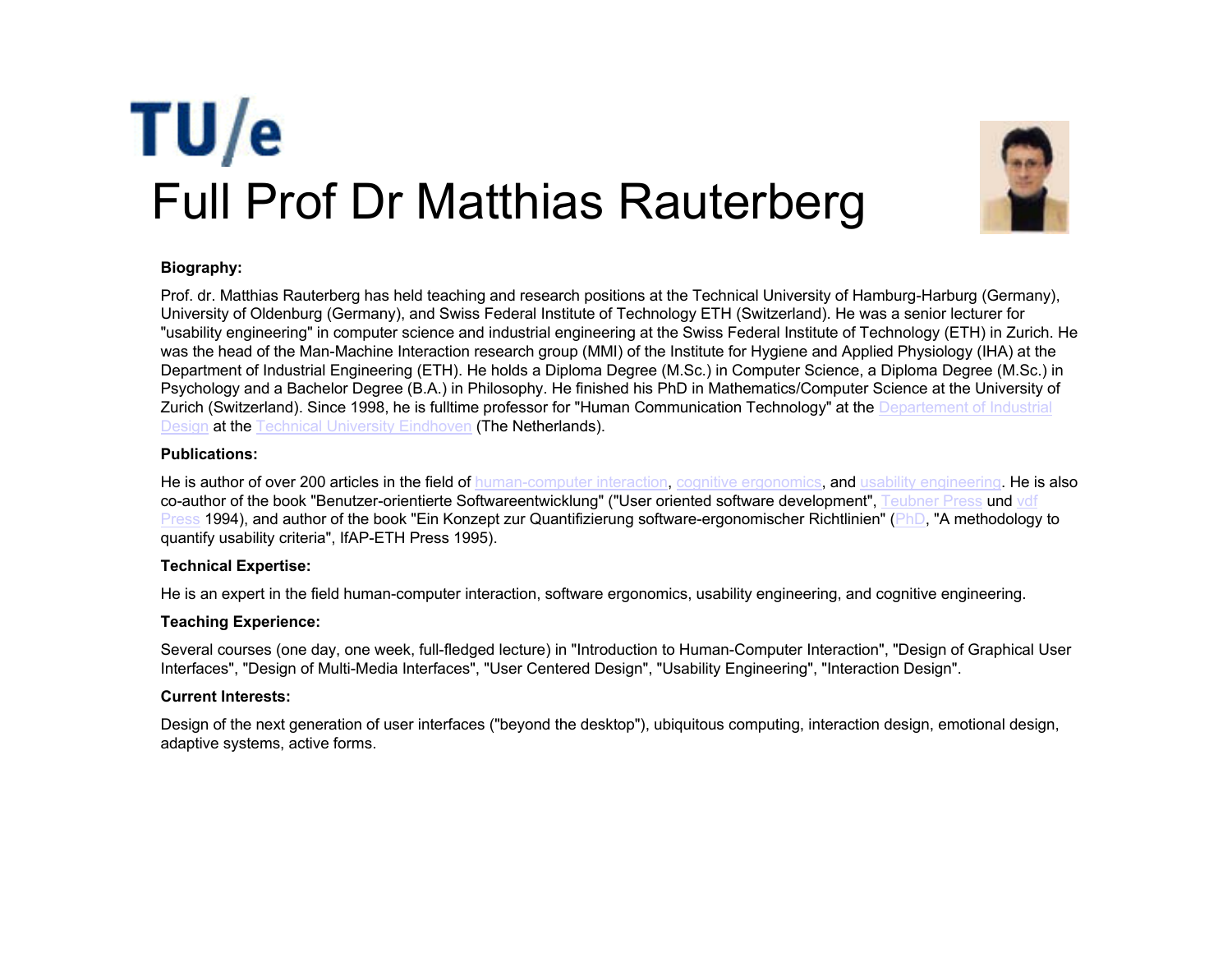TU/e

# Full Prof Dr Matthias Rauterberg

**Biography:**

Prof. dr. Matthias Rauterberg has held teaching and research positions at the Technical University of Hamburg-Harburg (Germany), University of Oldenburg (Germany), and Swiss Federal Institute of Technology ETH (Switzerland). He was a senior lecturer for "usability engineering" in computer science and industrial engineering at the Swiss Federal Institute of Technology (ETH) in Zurich. He was the head of the Man-Machine Interaction research group (MMI) of the Institute for Hygiene and Applied Physiology (IHA) at the Department of Industrial Engineering (ETH). He holds a Diploma Degree (M.Sc.) in Computer Science, a Diploma Degree (M.Sc.) in Psychology and a Bachelor Degree (B.A.) in Philosophy. He finished his PhD in Mathematics/Computer Science at the University of Zurich (Switzerland). Since 1998, he is fulltime professor for "Human Communication Technology" at the Departement of Industrial Design at the Technical University Eindhoven (The Netherlands).

**Publications:**

He is author of over 200 articles in the field of human-computer interaction, cognitive ergonomics, and usability engineering. He is also co-author of the book "Benutzer-orientierte Softwareentwicklung" ("User oriented software development", Teubner Press und vdf Press 1994), and author of the book "Ein Konzept zur Quantifizierung software-ergonomischer Richtlinien" (PhD, "A methodology to quantify usability criteria", IfAP-ETH Press 1995).

**Technical Expertise:**

He is an expert in the field human-computer interaction, software ergonomics, usability engineering, and cognitive engineering.

**Teaching Experience:**

Several courses (one day, one week, full-fledged lecture) in "Introduction to Human-Computer Interaction", "Design of Graphical User Interfaces", "Design of Multi-Media Interfaces", "User Centered Design", "Usability Engineering", "Interaction Design".

**Current Interests:**

Design of the next generation of user interfaces ("beyond the desktop"), ubiquitous computing, interaction design, emotional design, adaptive systems, active forms.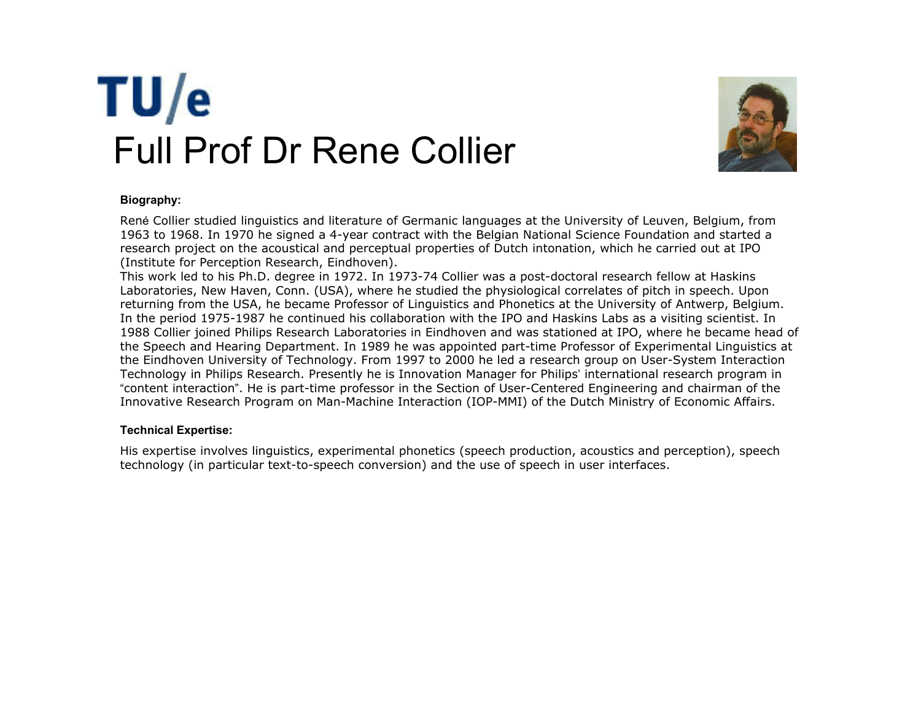TU/e

# Full Prof Dr Rene Collier

**Biography:**

René Collier studied linguistics and literature of Germanic languages at the University of Leuven, Belgium, from 1963 to 1968. In 1970 he signed a 4-year contract with the Belgian National Science Foundation and started a research project on the acoustical and perceptual properties of Dutch intonation, which he carried out at IPO (Institute for Perception Research, Eindhoven).
This work led to his Ph.D. degree in 1972. In 1973-74 Collier was a post-doctoral research fellow at Haskins Laboratories, New Haven, Conn. (USA), where he studied the physiological correlates of pitch in speech. Upon returning from the USA, he became Professor of Linguistics and Phonetics at the University of Antwerp, Belgium. In the period 1975-1987 he continued his collaboration with the IPO and Haskins Labs as a visiting scientist. In 1988 Collier joined Philips Research Laboratories in Eindhoven and was stationed at IPO, where he became head of the Speech and Hearing Department. In 1989 he was appointed part-time Professor of Experimental Linguistics at the Eindhoven University of Technology. From 1997 to 2000 he led a research group on User-System Interaction Technology in Philips Research. Presently he is Innovation Manager for Philips' international research program in "content interaction". He is part-time professor in the Section of User-Centered Engineering and chairman of the Innovative Research Program on Man-Machine Interaction (IOP-MMI) of the Dutch Ministry of Economic Affairs.

**Technical Expertise:**

His expertise involves linguistics, experimental phonetics (speech production, acoustics and perception), speech technology (in particular text-to-speech conversion) and the use of speech in user interfaces.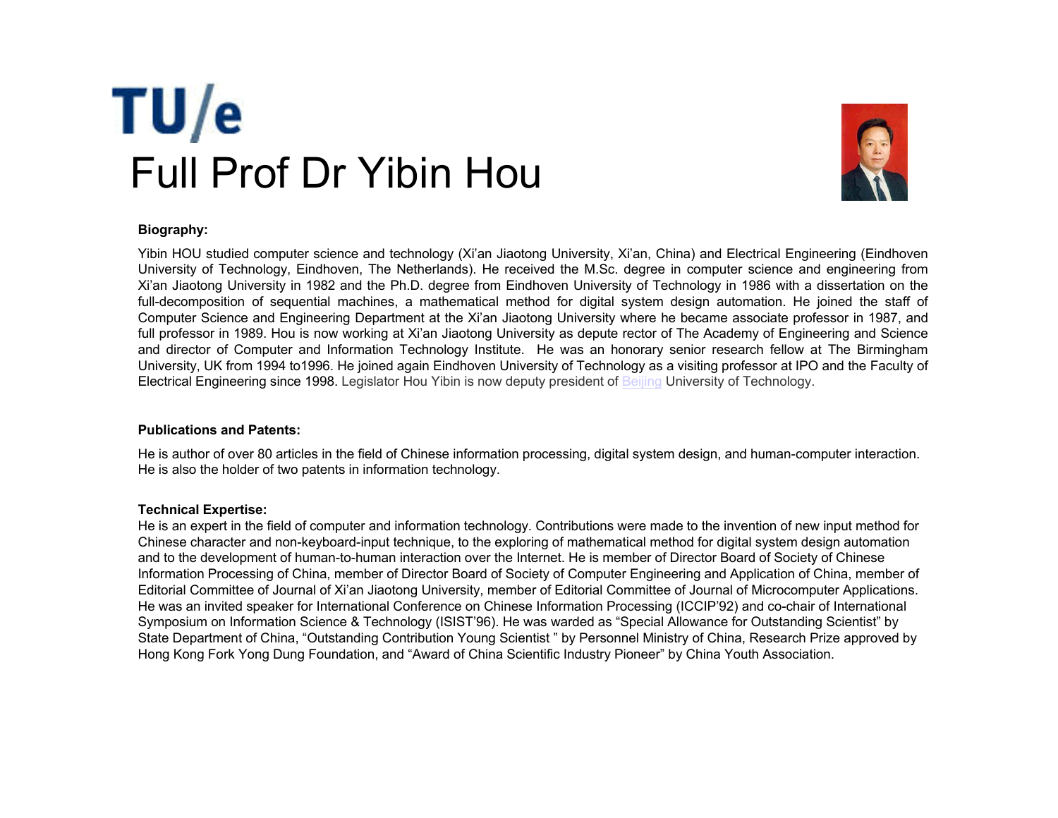TU/e

# Full Prof Dr Yibin Hou

**Biography:**

Yibin HOU studied computer science and technology (Xi'an Jiaotong University, Xi'an, China) and Electrical Engineering (Eindhoven University of Technology, Eindhoven, The Netherlands). He received the M.Sc. degree in computer science and engineering from Xi'an Jiaotong University in 1982 and the Ph.D. degree from Eindhoven University of Technology in 1986 with a dissertation on the full-decomposition of sequential machines, a mathematical method for digital system design automation. He joined the staff of Computer Science and Engineering Department at the Xi'an Jiaotong University where he became associate professor in 1987, and full professor in 1989. Hou is now working at Xi'an Jiaotong University as depute rector of The Academy of Engineering and Science and director of Computer and Information Technology Institute. He was an honorary senior research fellow at The Birmingham University, UK from 1994 to1996. He joined again Eindhoven University of Technology as a visiting professor at IPO and the Faculty of Electrical Engineering since 1998. Legislator Hou Yibin is now deputy president of Beijing University of Technology.

**Publications and Patents:**

He is author of over 80 articles in the field of Chinese information processing, digital system design, and human-computer interaction. He is also the holder of two patents in information technology.

**Technical Expertise:**

He is an expert in the field of computer and information technology. Contributions were made to the invention of new input method for Chinese character and non-keyboard-input technique, to the exploring of mathematical method for digital system design automation and to the development of human-to-human interaction over the Internet. He is member of Director Board of Society of Chinese Information Processing of China, member of Director Board of Society of Computer Engineering and Application of China, member of Editorial Committee of Journal of Xi'an Jiaotong University, member of Editorial Committee of Journal of Microcomputer Applications. He was an invited speaker for International Conference on Chinese Information Processing (ICCIP'92) and co-chair of International Symposium on Information Science & Technology (ISIST'96). He was warded as "Special Allowance for Outstanding Scientist" by State Department of China, "Outstanding Contribution Young Scientist " by Personnel Ministry of China, Research Prize approved by Hong Kong Fork Yong Dung Foundation, and "Award of China Scientific Industry Pioneer" by China Youth Association.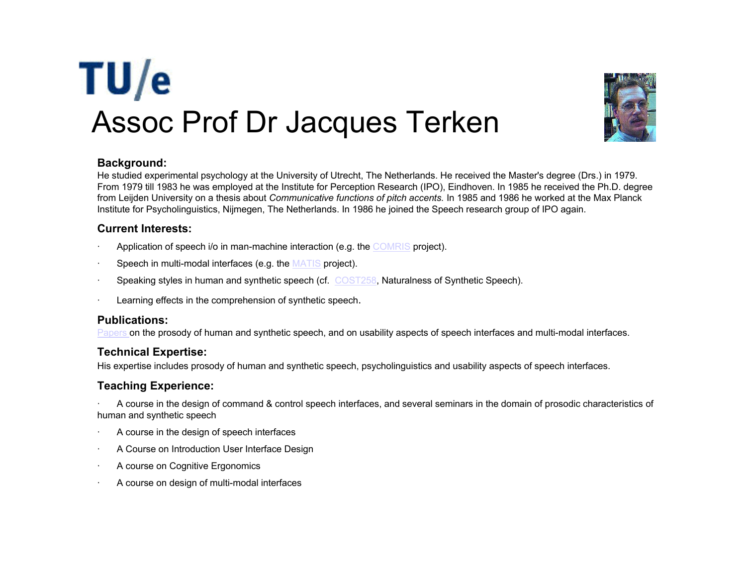TU/e

# Assoc Prof Dr Jacques Terken

### Background:

He studied experimental psychology at the University of Utrecht, The Netherlands. He received the Master's degree (Drs.) in 1979. From 1979 till 1983 he was employed at the Institute for Perception Research (IPO), Eindhoven. In 1985 he received the Ph.D. degree from Leijden University on a thesis about *Communicative functions of pitch accents.* In 1985 and 1986 he worked at the Max Planck Institute for Psycholinguistics, Nijmegen, The Netherlands. In 1986 he joined the Speech research group of IPO again.

### Current Interests:

- Application of speech i/o in man-machine interaction (e.g. the COMRIS project).
- Speech in multi-modal interfaces (e.g. the MATIS project).
- Speaking styles in human and synthetic speech (cf. COST258, Naturalness of Synthetic Speech).
- Learning effects in the comprehension of synthetic speech.

### Publications:

Papers on the prosody of human and synthetic speech, and on usability aspects of speech interfaces and multi-modal interfaces.

### Technical Expertise:

His expertise includes prosody of human and synthetic speech, psycholinguistics and usability aspects of speech interfaces.

### Teaching Experience:

- A course in the design of command & control speech interfaces, and several seminars in the domain of prosodic characteristics of human and synthetic speech
- A course in the design of speech interfaces
- A Course on Introduction User Interface Design
- A course on Cognitive Ergonomics
- A course on design of multi-modal interfaces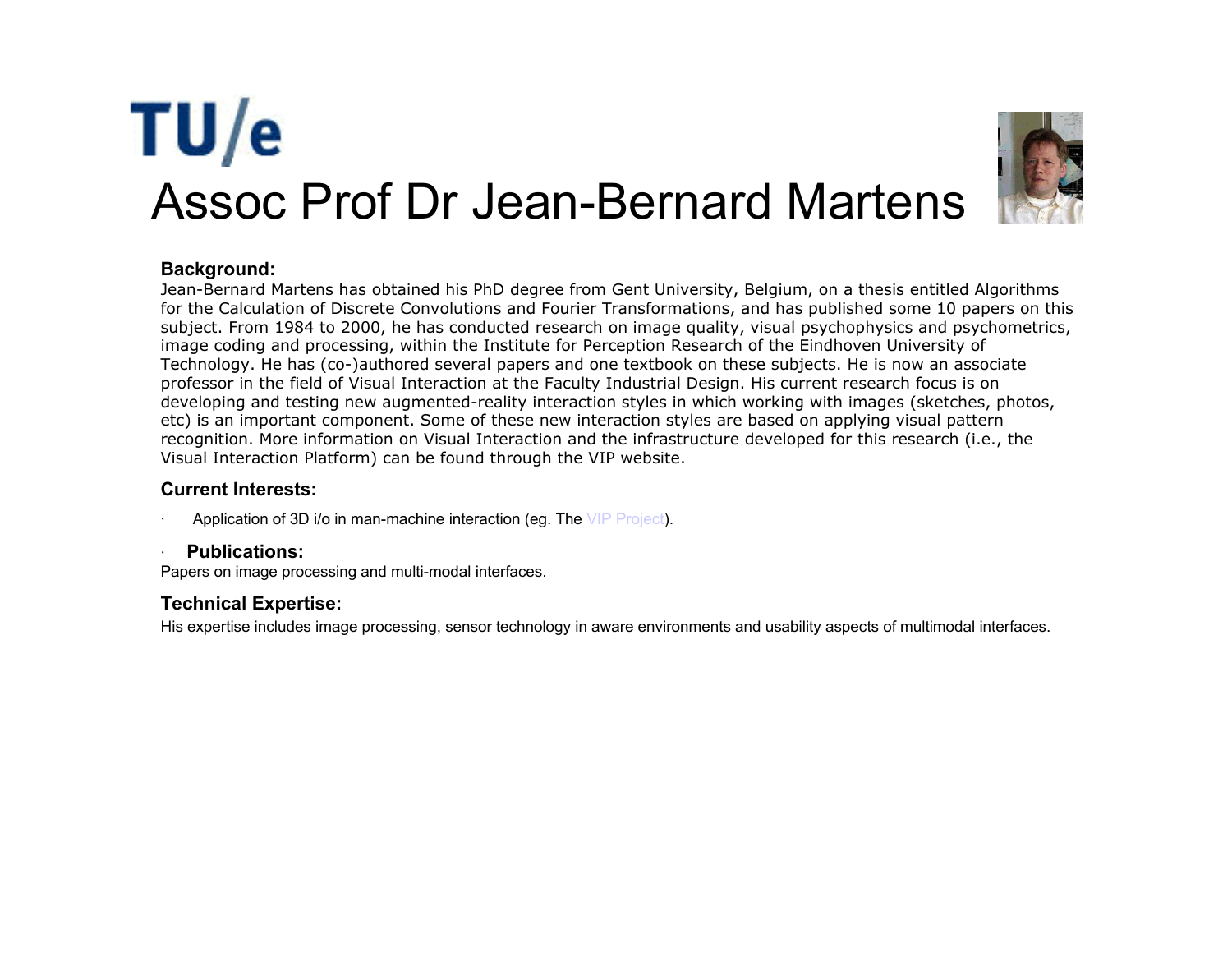TU/e

# Assoc Prof Dr Jean-Bernard Martens

**Background:**

Jean-Bernard Martens has obtained his PhD degree from Gent University, Belgium, on a thesis entitled Algorithms for the Calculation of Discrete Convolutions and Fourier Transformations, and has published some 10 papers on this subject. From 1984 to 2000, he has conducted research on image quality, visual psychophysics and psychometrics, image coding and processing, within the Institute for Perception Research of the Eindhoven University of Technology. He has (co-)authored several papers and one textbook on these subjects. He is now an associate professor in the field of Visual Interaction at the Faculty Industrial Design. His current research focus is on developing and testing new augmented-reality interaction styles in which working with images (sketches, photos, etc) is an important component. Some of these new interaction styles are based on applying visual pattern recognition. More information on Visual Interaction and the infrastructure developed for this research (i.e., the Visual Interaction Platform) can be found through the VIP website.

**Current Interests:**

- Application of 3D i/o in man-machine interaction (eg. The VIP Project).

- **Publications:**

Papers on image processing and multi-modal interfaces.

**Technical Expertise:**

His expertise includes image processing, sensor technology in aware environments and usability aspects of multimodal interfaces.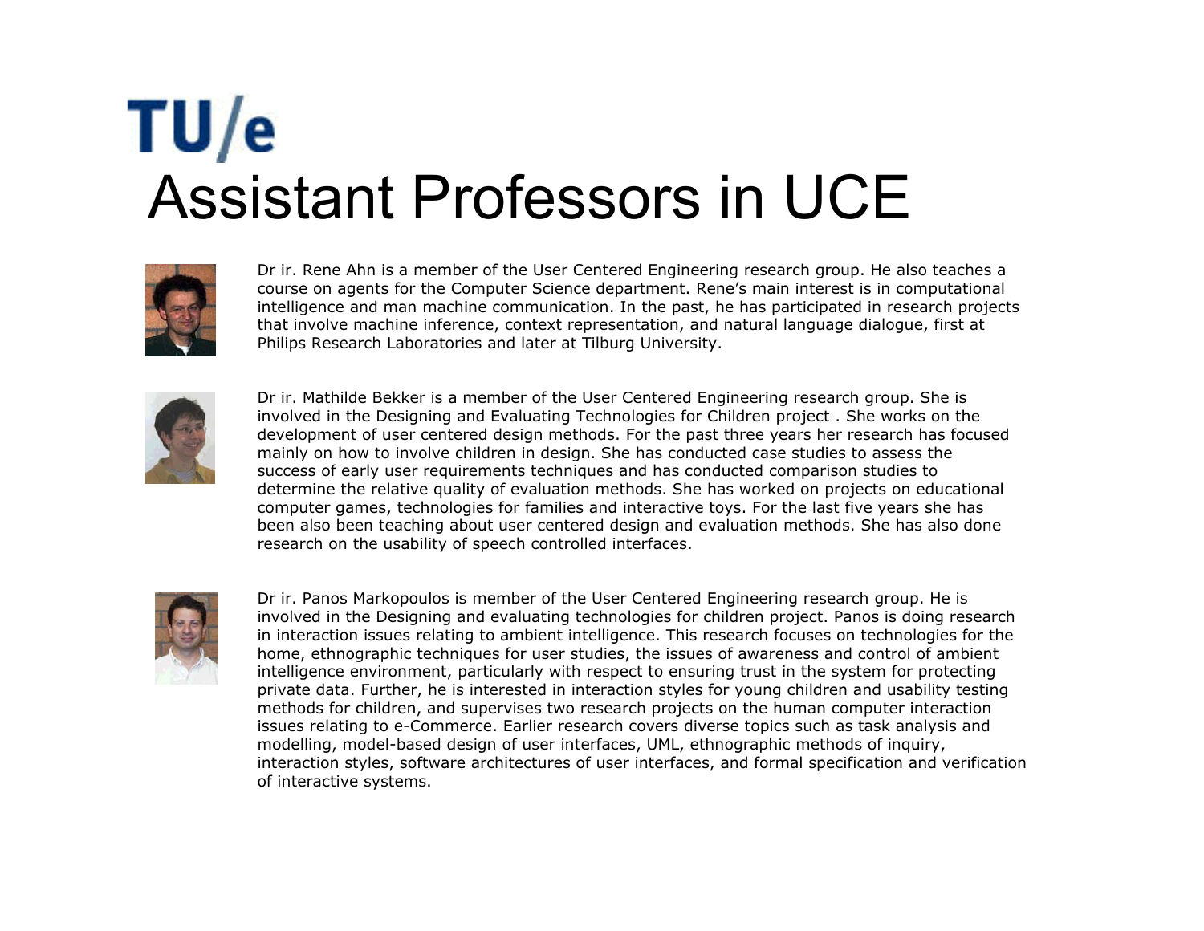TU/e

# Assistant Professors in UCE

Dr ir. Rene Ahn is a member of the User Centered Engineering research group. He also teaches a course on agents for the Computer Science department. Rene's main interest is in computational intelligence and man machine communication. In the past, he has participated in research projects that involve machine inference, context representation, and natural language dialogue, first at Philips Research Laboratories and later at Tilburg University.

Dr ir. Mathilde Bekker is a member of the User Centered Engineering research group. She is involved in the Designing and Evaluating Technologies for Children project . She works on the development of user centered design methods. For the past three years her research has focused mainly on how to involve children in design. She has conducted case studies to assess the success of early user requirements techniques and has conducted comparison studies to determine the relative quality of evaluation methods. She has worked on projects on educational computer games, technologies for families and interactive toys. For the last five years she has been also been teaching about user centered design and evaluation methods. She has also done research on the usability of speech controlled interfaces.

Dr ir. Panos Markopoulos is member of the User Centered Engineering research group. He is involved in the Designing and evaluating technologies for children project. Panos is doing research in interaction issues relating to ambient intelligence. This research focuses on technologies for the home, ethnographic techniques for user studies, the issues of awareness and control of ambient intelligence environment, particularly with respect to ensuring trust in the system for protecting private data. Further, he is interested in interaction styles for young children and usability testing methods for children, and supervises two research projects on the human computer interaction issues relating to e-Commerce. Earlier research covers diverse topics such as task analysis and modelling, model-based design of user interfaces, UML, ethnographic methods of inquiry, interaction styles, software architectures of user interfaces, and formal specification and verification of interactive systems.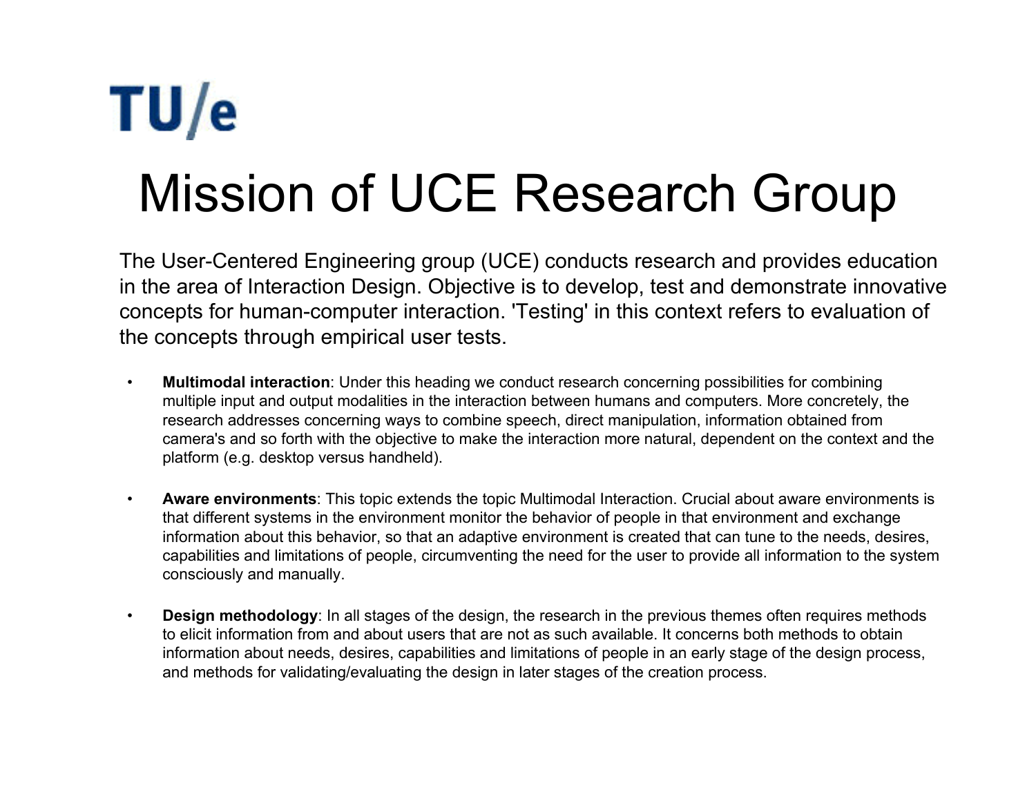TU/e

# Mission of UCE Research Group

The User-Centered Engineering group (UCE) conducts research and provides education in the area of Interaction Design. Objective is to develop, test and demonstrate innovative concepts for human-computer interaction. 'Testing' in this context refers to evaluation of the concepts through empirical user tests.

- **Multimodal interaction**: Under this heading we conduct research concerning possibilities for combining multiple input and output modalities in the interaction between humans and computers. More concretely, the research addresses concerning ways to combine speech, direct manipulation, information obtained from camera's and so forth with the objective to make the interaction more natural, dependent on the context and the platform (e.g. desktop versus handheld).

- **Aware environments**: This topic extends the topic Multimodal Interaction. Crucial about aware environments is that different systems in the environment monitor the behavior of people in that environment and exchange information about this behavior, so that an adaptive environment is created that can tune to the needs, desires, capabilities and limitations of people, circumventing the need for the user to provide all information to the system consciously and manually.

- **Design methodology**: In all stages of the design, the research in the previous themes often requires methods to elicit information from and about users that are not as such available. It concerns both methods to obtain information about needs, desires, capabilities and limitations of people in an early stage of the design process, and methods for validating/evaluating the design in later stages of the creation process.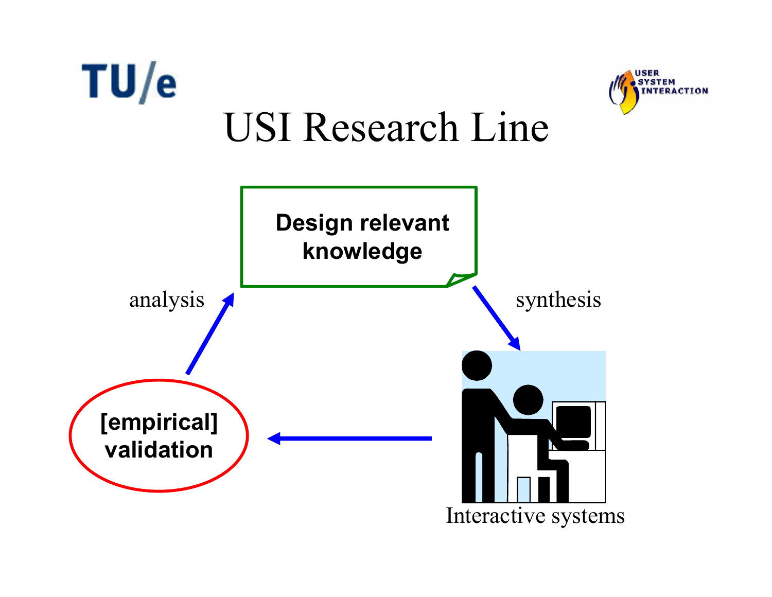# USI Research Line

**Design relevant knowledge**

synthesis

Interactive systems

**[empirical] validation**

analysis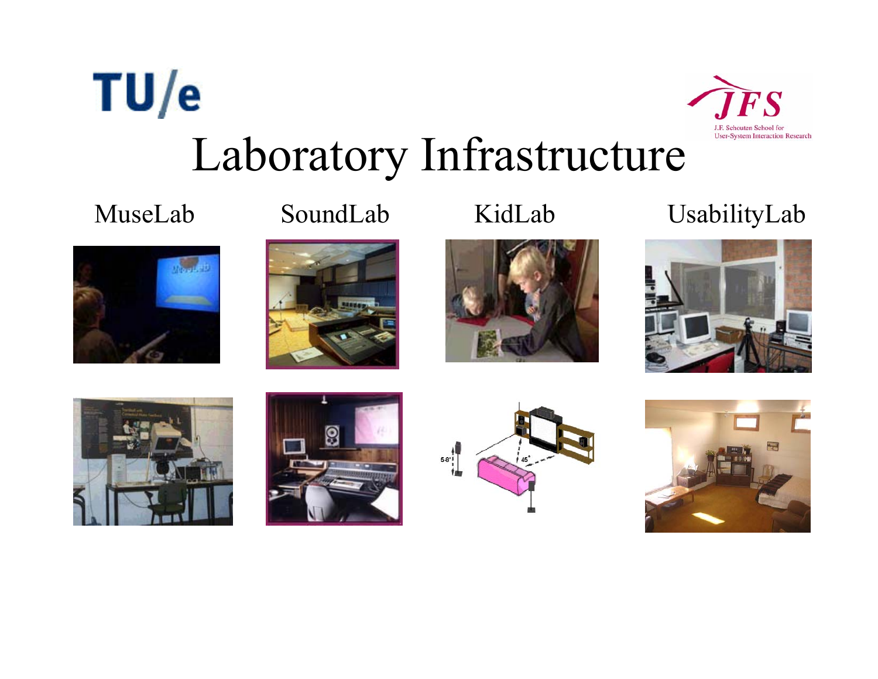TU/e

JFS

J.F. Schouten School for User-System Interaction Research

# Laboratory Infrastructure

MuseLab

SoundLab

KidLab

UsabilityLab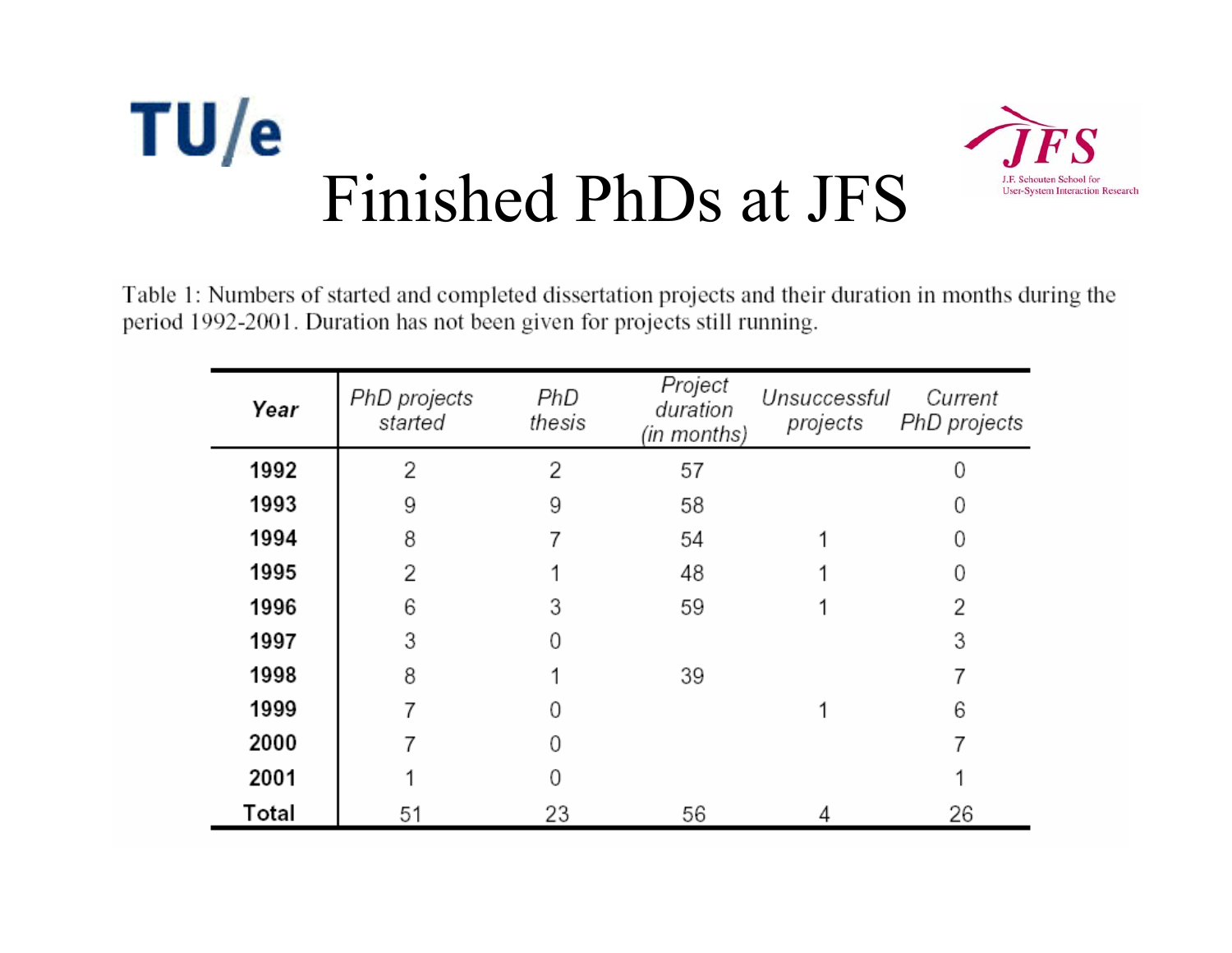# Finished PhDs at JFS

Table 1: Numbers of started and completed dissertation projects and their duration in months during the period 1992-2001. Duration has not been given for projects still running.

| Year | PhD projects started | PhD thesis | Project duration (in months) | Unsuccessful projects | Current PhD projects |
|---|---|---|---|---|---|
| **1992** | 2 | 2 | 57 | | 0 |
| **1993** | 9 | 9 | 58 | | 0 |
| **1994** | 8 | 7 | 54 | 1 | 0 |
| **1995** | 2 | 1 | 48 | 1 | 0 |
| **1996** | 6 | 3 | 59 | 1 | 2 |
| **1997** | 3 | 0 | | | 3 |
| **1998** | 8 | 1 | 39 | | 7 |
| **1999** | 7 | 0 | | 1 | 6 |
| **2000** | 7 | 0 | | | 7 |
| **2001** | 1 | 0 | | | 1 |
| **Total** | 51 | 23 | 56 | 4 | 26 |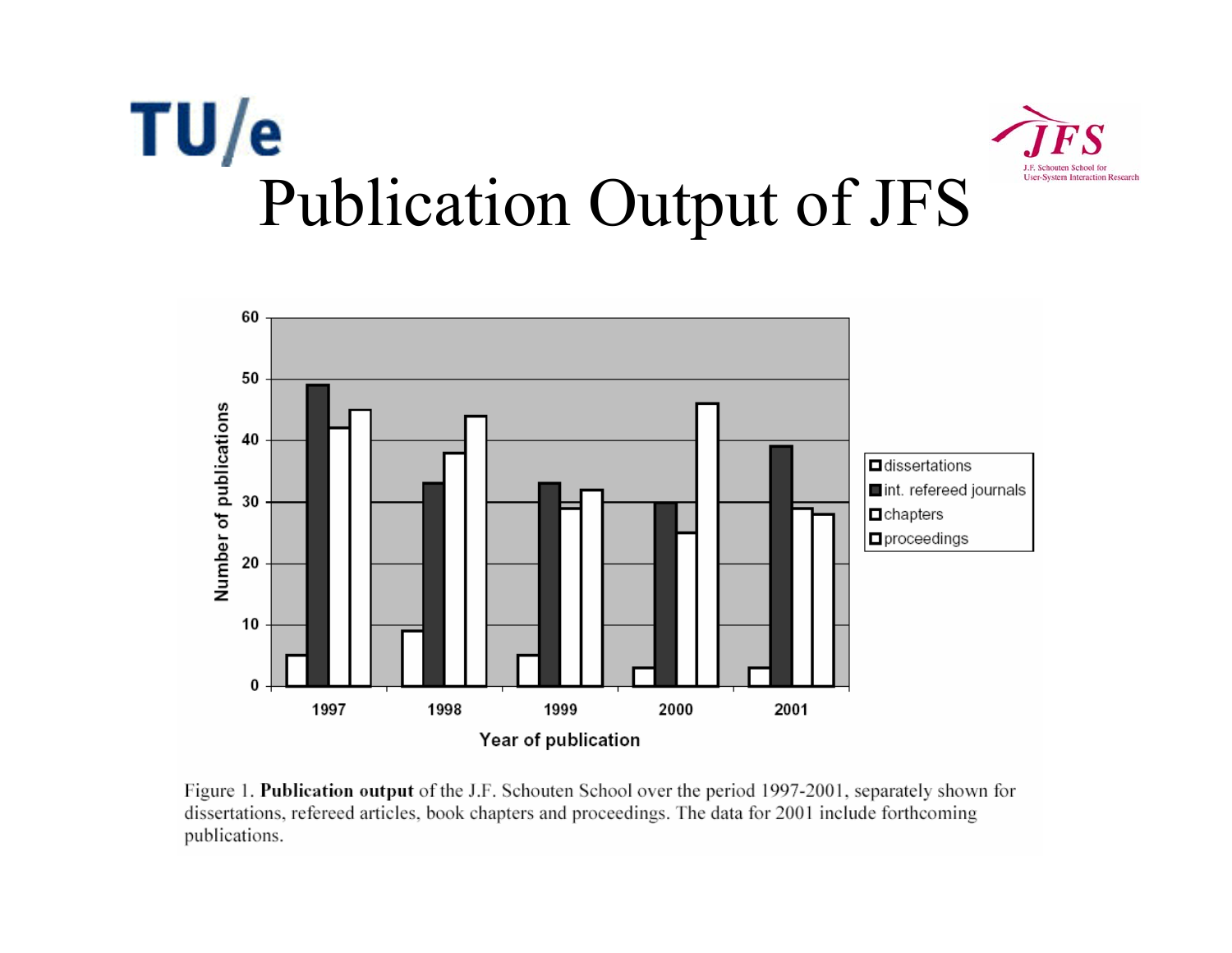# Publication Output of JFS

Figure 1. **Publication output** of the J.F. Schouten School over the period 1997-2001, separately shown for dissertations, refereed articles, book chapters and proceedings. The data for 2001 include forthcoming publications.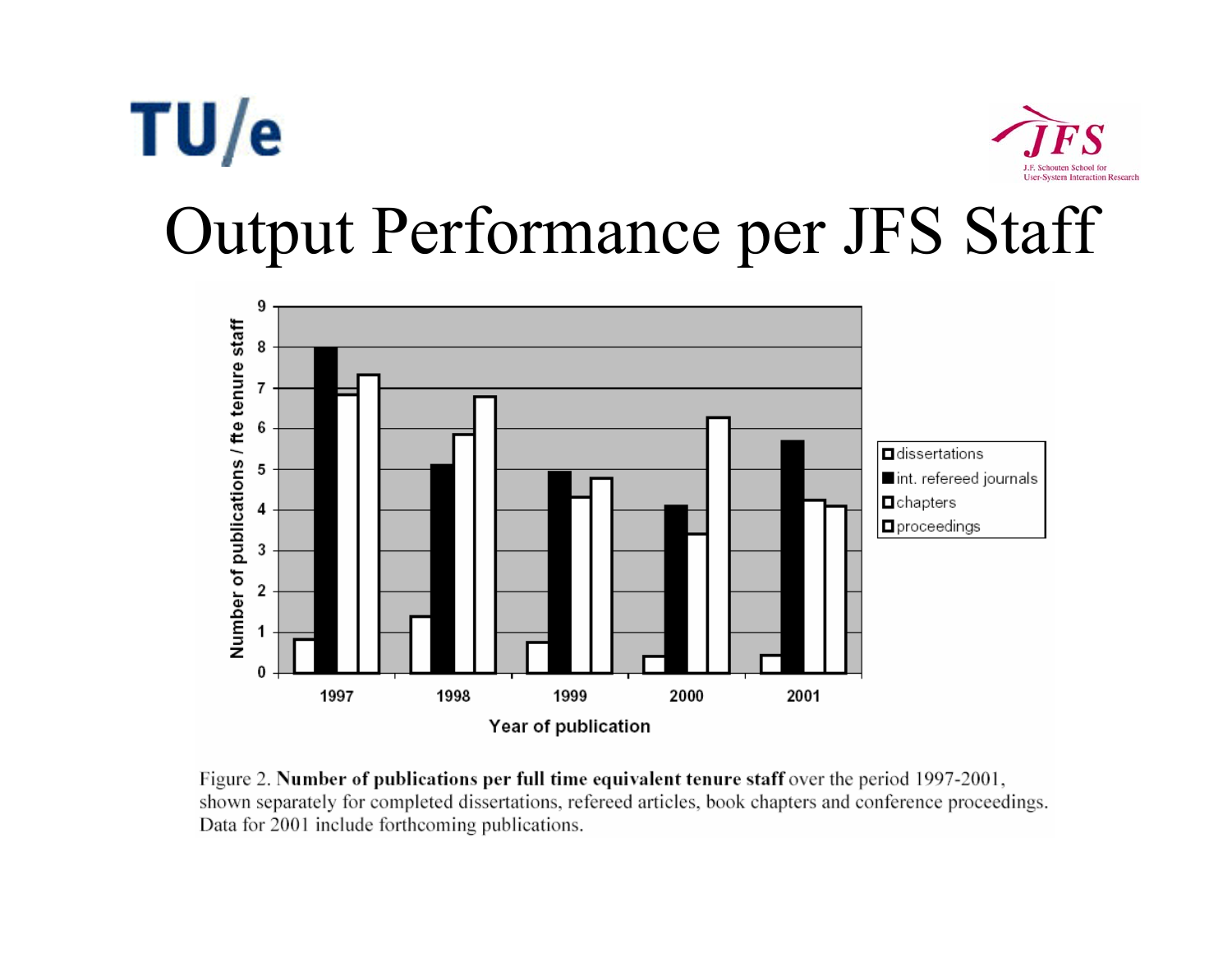# Output Performance per JFS Staff

Figure 2. **Number of publications per full time equivalent tenure staff** over the period 1997-2001, shown separately for completed dissertations, refereed articles, book chapters and conference proceedings. Data for 2001 include forthcoming publications.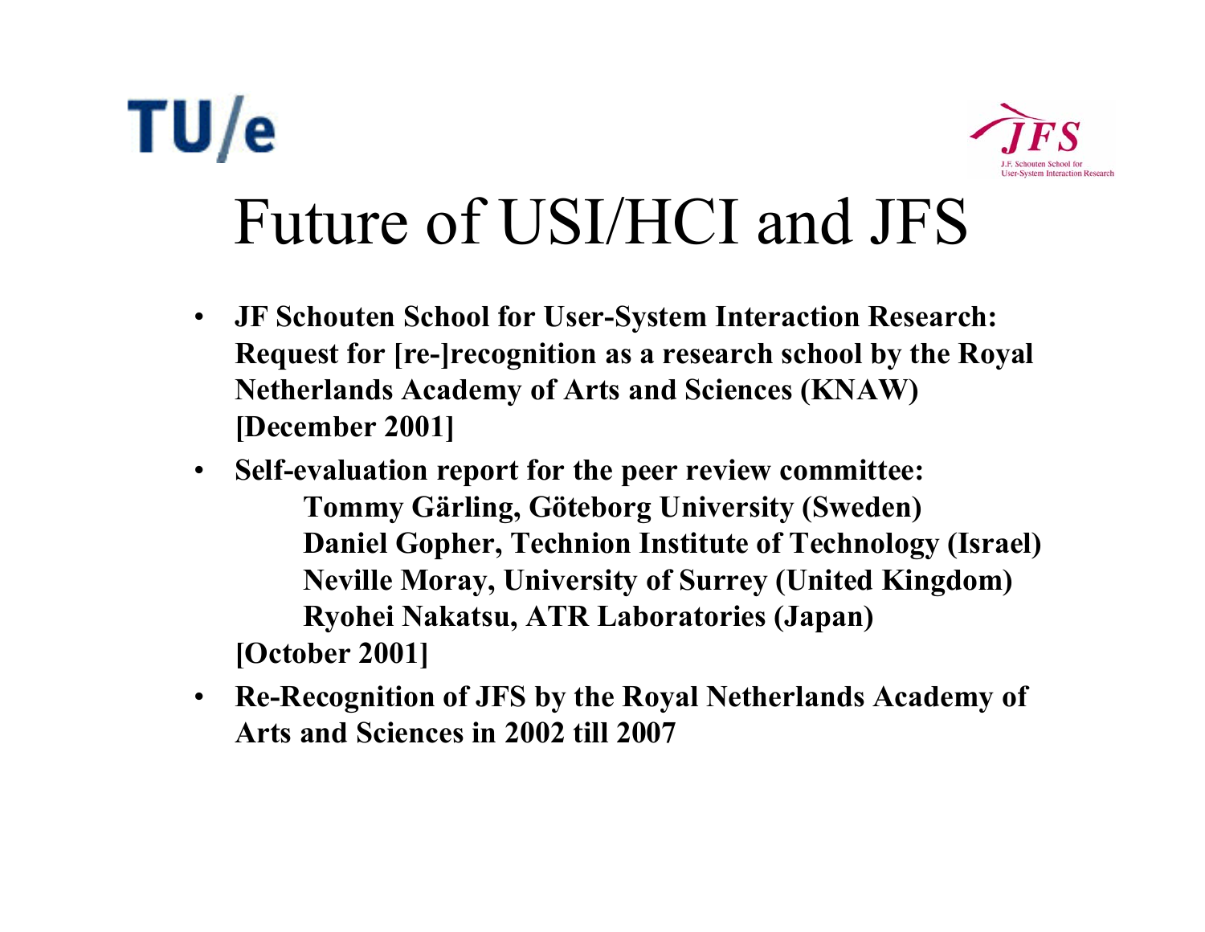# Future of USI/HCI and JFS

- **JF Schouten School for User-System Interaction Research: Request for [re-]recognition as a research school by the Royal Netherlands Academy of Arts and Sciences (KNAW) [December 2001]**
- **Self-evaluation report for the peer review committee:**
  - **Tommy Gärling, Göteborg University (Sweden)**
  - **Daniel Gopher, Technion Institute of Technology (Israel)**
  - **Neville Moray, University of Surrey (United Kingdom)**
  - **Ryohei Nakatsu, ATR Laboratories (Japan)**

  **[October 2001]**
- **Re-Recognition of JFS by the Royal Netherlands Academy of Arts and Sciences in 2002 till 2007**